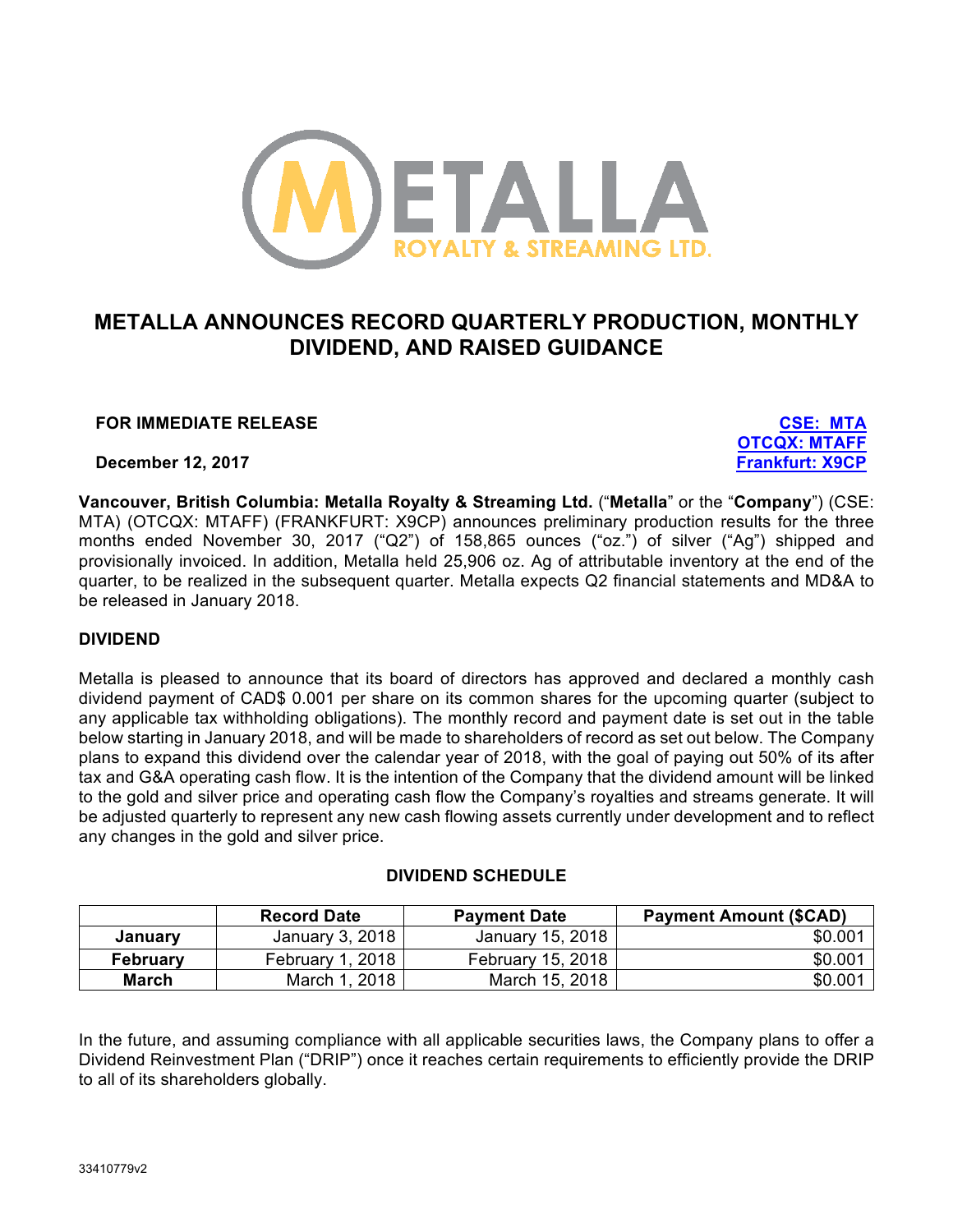# METALLA ANNOUNCES RECORD QUARTERLY PRODUCTION, MONTHLY DIVIDEND, AND RAISED GUIDANCE

**FOR IMMEDIATE RELEASE**

**December 12, 2017**

**CSE: MTA**
**OTCQX: MTAFF**
**Frankfurt: X9CP**

**Vancouver, British Columbia: Metalla Royalty & Streaming Ltd.** ("**Metalla**" or the "**Company**") (CSE: MTA) (OTCQX: MTAFF) (FRANKFURT: X9CP) announces preliminary production results for the three months ended November 30, 2017 ("Q2") of 158,865 ounces ("oz.") of silver ("Ag") shipped and provisionally invoiced. In addition, Metalla held 25,906 oz. Ag of attributable inventory at the end of the quarter, to be realized in the subsequent quarter. Metalla expects Q2 financial statements and MD&A to be released in January 2018.

## DIVIDEND

Metalla is pleased to announce that its board of directors has approved and declared a monthly cash dividend payment of CAD$ 0.001 per share on its common shares for the upcoming quarter (subject to any applicable tax withholding obligations). The monthly record and payment date is set out in the table below starting in January 2018, and will be made to shareholders of record as set out below. The Company plans to expand this dividend over the calendar year of 2018, with the goal of paying out 50% of its after tax and G&A operating cash flow. It is the intention of the Company that the dividend amount will be linked to the gold and silver price and operating cash flow the Company's royalties and streams generate. It will be adjusted quarterly to represent any new cash flowing assets currently under development and to reflect any changes in the gold and silver price.

**DIVIDEND SCHEDULE**

| | Record Date | Payment Date | Payment Amount ($CAD) |
|---|---|---|---|
| **January** | January 3, 2018 | January 15, 2018 | $0.001 |
| **February** | February 1, 2018 | February 15, 2018 | $0.001 |
| **March** | March 1, 2018 | March 15, 2018 | $0.001 |

In the future, and assuming compliance with all applicable securities laws, the Company plans to offer a Dividend Reinvestment Plan ("DRIP") once it reaches certain requirements to efficiently provide the DRIP to all of its shareholders globally.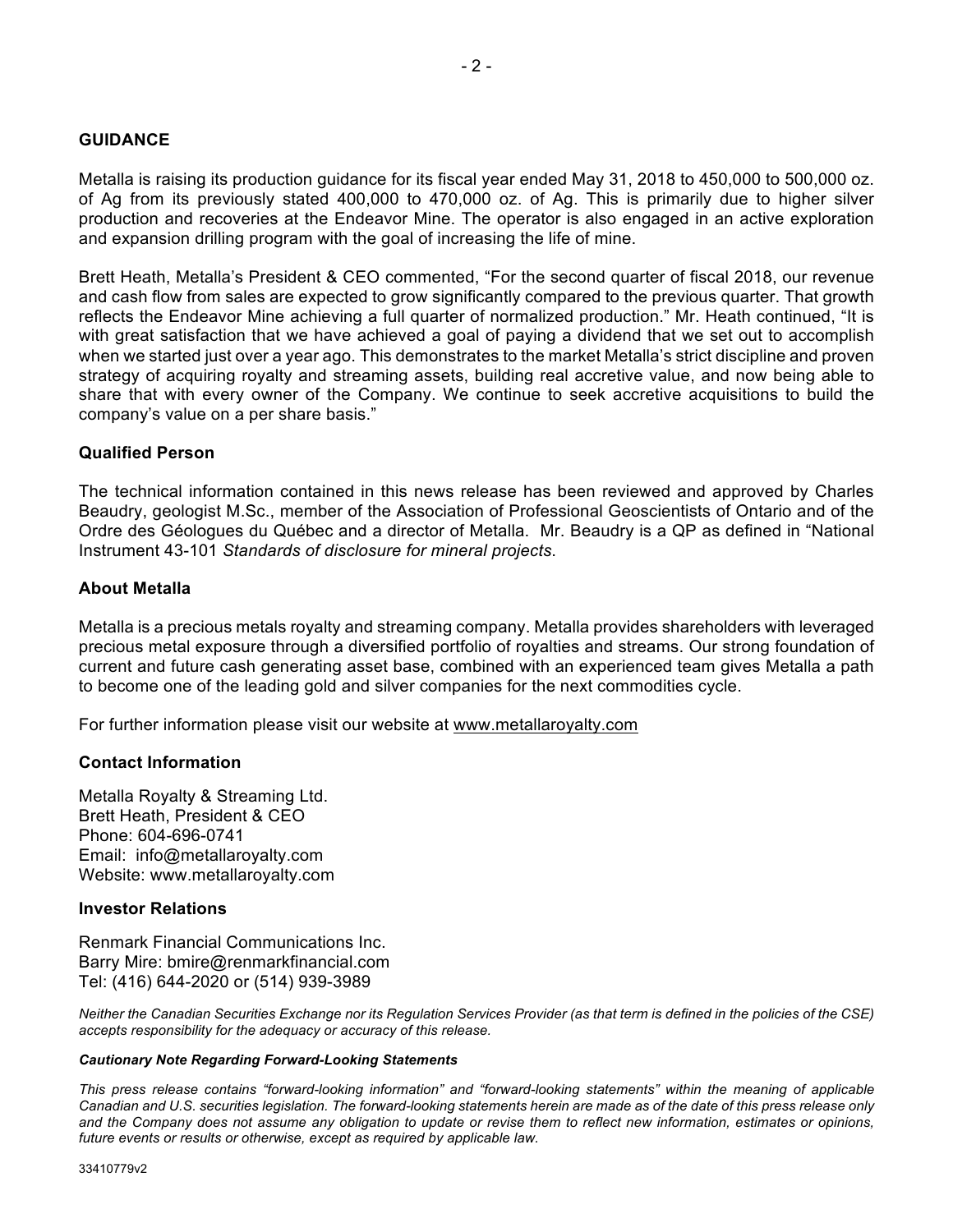## GUIDANCE

Metalla is raising its production guidance for its fiscal year ended May 31, 2018 to 450,000 to 500,000 oz. of Ag from its previously stated 400,000 to 470,000 oz. of Ag. This is primarily due to higher silver production and recoveries at the Endeavor Mine. The operator is also engaged in an active exploration and expansion drilling program with the goal of increasing the life of mine.

Brett Heath, Metalla's President & CEO commented, "For the second quarter of fiscal 2018, our revenue and cash flow from sales are expected to grow significantly compared to the previous quarter. That growth reflects the Endeavor Mine achieving a full quarter of normalized production." Mr. Heath continued, "It is with great satisfaction that we have achieved a goal of paying a dividend that we set out to accomplish when we started just over a year ago. This demonstrates to the market Metalla's strict discipline and proven strategy of acquiring royalty and streaming assets, building real accretive value, and now being able to share that with every owner of the Company. We continue to seek accretive acquisitions to build the company's value on a per share basis."

### Qualified Person

The technical information contained in this news release has been reviewed and approved by Charles Beaudry, geologist M.Sc., member of the Association of Professional Geoscientists of Ontario and of the Ordre des Géologues du Québec and a director of Metalla. Mr. Beaudry is a QP as defined in "National Instrument 43-101 *Standards of disclosure for mineral projects*.

### About Metalla

Metalla is a precious metals royalty and streaming company. Metalla provides shareholders with leveraged precious metal exposure through a diversified portfolio of royalties and streams. Our strong foundation of current and future cash generating asset base, combined with an experienced team gives Metalla a path to become one of the leading gold and silver companies for the next commodities cycle.

For further information please visit our website at www.metallaroyalty.com

### Contact Information

Metalla Royalty & Streaming Ltd.
Brett Heath, President & CEO
Phone: 604-696-0741
Email: info@metallaroyalty.com
Website: www.metallaroyalty.com

### Investor Relations

Renmark Financial Communications Inc.
Barry Mire: bmire@renmarkfinancial.com
Tel: (416) 644-2020 or (514) 939-3989

*Neither the Canadian Securities Exchange nor its Regulation Services Provider (as that term is defined in the policies of the CSE) accepts responsibility for the adequacy or accuracy of this release.*

***Cautionary Note Regarding Forward-Looking Statements***

*This press release contains "forward-looking information" and "forward-looking statements" within the meaning of applicable Canadian and U.S. securities legislation. The forward-looking statements herein are made as of the date of this press release only and the Company does not assume any obligation to update or revise them to reflect new information, estimates or opinions, future events or results or otherwise, except as required by applicable law.*

33410779v2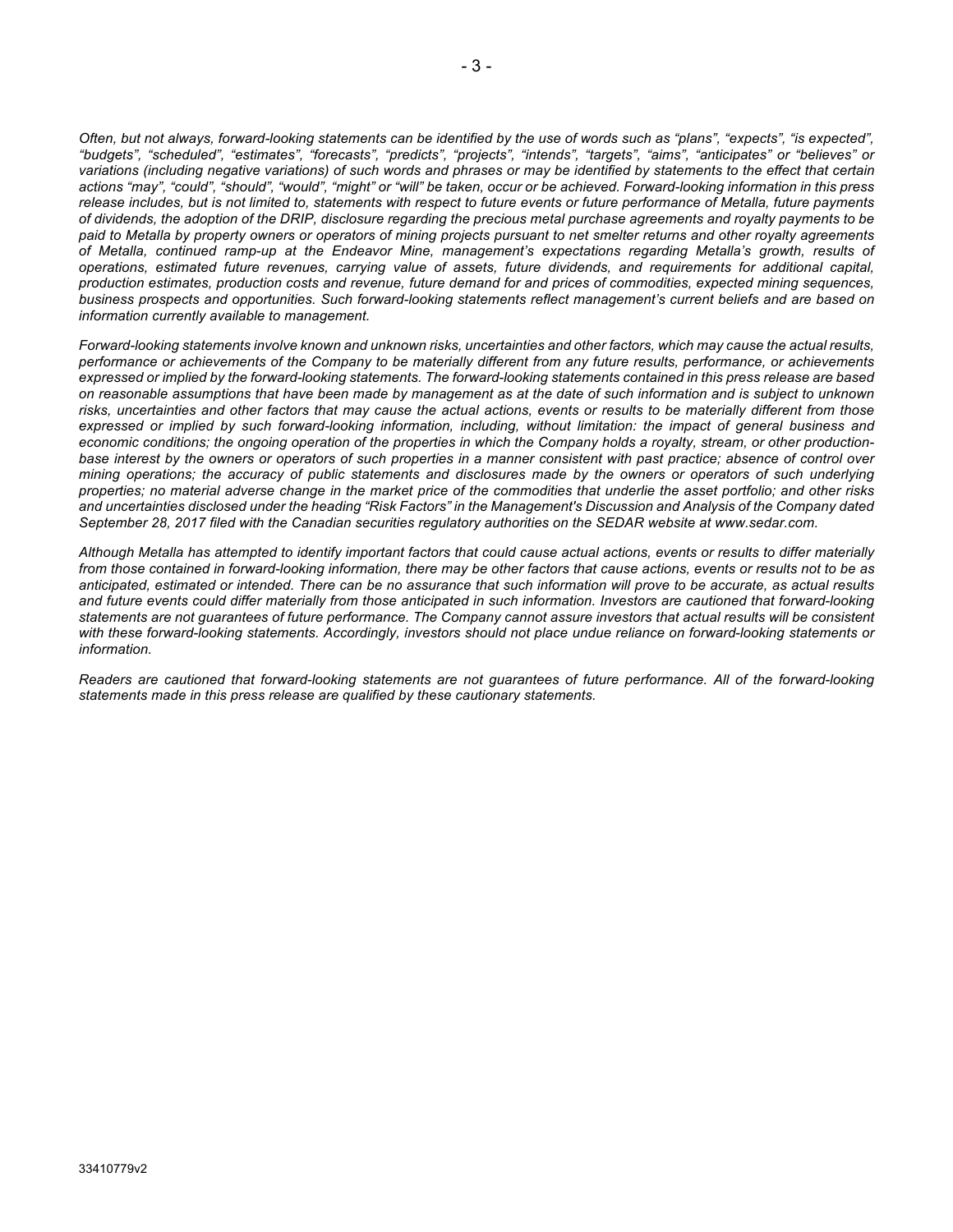*Often, but not always, forward-looking statements can be identified by the use of words such as "plans", "expects", "is expected", "budgets", "scheduled", "estimates", "forecasts", "predicts", "projects", "intends", "targets", "aims", "anticipates" or "believes" or variations (including negative variations) of such words and phrases or may be identified by statements to the effect that certain actions "may", "could", "should", "would", "might" or "will" be taken, occur or be achieved. Forward-looking information in this press release includes, but is not limited to, statements with respect to future events or future performance of Metalla, future payments of dividends, the adoption of the DRIP, disclosure regarding the precious metal purchase agreements and royalty payments to be paid to Metalla by property owners or operators of mining projects pursuant to net smelter returns and other royalty agreements of Metalla, continued ramp-up at the Endeavor Mine, management's expectations regarding Metalla's growth, results of operations, estimated future revenues, carrying value of assets, future dividends, and requirements for additional capital, production estimates, production costs and revenue, future demand for and prices of commodities, expected mining sequences, business prospects and opportunities. Such forward-looking statements reflect management's current beliefs and are based on information currently available to management.*

*Forward-looking statements involve known and unknown risks, uncertainties and other factors, which may cause the actual results, performance or achievements of the Company to be materially different from any future results, performance, or achievements expressed or implied by the forward-looking statements. The forward-looking statements contained in this press release are based on reasonable assumptions that have been made by management as at the date of such information and is subject to unknown risks, uncertainties and other factors that may cause the actual actions, events or results to be materially different from those expressed or implied by such forward-looking information, including, without limitation: the impact of general business and economic conditions; the ongoing operation of the properties in which the Company holds a royalty, stream, or other production-base interest by the owners or operators of such properties in a manner consistent with past practice; absence of control over mining operations; the accuracy of public statements and disclosures made by the owners or operators of such underlying properties; no material adverse change in the market price of the commodities that underlie the asset portfolio; and other risks and uncertainties disclosed under the heading "Risk Factors" in the Management's Discussion and Analysis of the Company dated September 28, 2017 filed with the Canadian securities regulatory authorities on the SEDAR website at www.sedar.com.*

*Although Metalla has attempted to identify important factors that could cause actual actions, events or results to differ materially from those contained in forward-looking information, there may be other factors that cause actions, events or results not to be as anticipated, estimated or intended. There can be no assurance that such information will prove to be accurate, as actual results and future events could differ materially from those anticipated in such information. Investors are cautioned that forward-looking statements are not guarantees of future performance. The Company cannot assure investors that actual results will be consistent with these forward-looking statements. Accordingly, investors should not place undue reliance on forward-looking statements or information.*

*Readers are cautioned that forward-looking statements are not guarantees of future performance. All of the forward-looking statements made in this press release are qualified by these cautionary statements.*

33410779v2